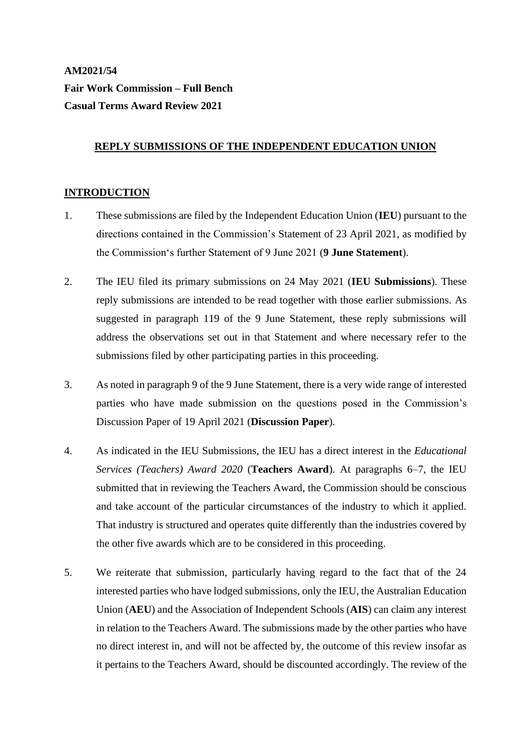**AM2021/54**
**Fair Work Commission – Full Bench**
**Casual Terms Award Review 2021**

## REPLY SUBMISSIONS OF THE INDEPENDENT EDUCATION UNION

## INTRODUCTION

1. These submissions are filed by the Independent Education Union (**IEU**) pursuant to the directions contained in the Commission's Statement of 23 April 2021, as modified by the Commission's further Statement of 9 June 2021 (**9 June Statement**).

2. The IEU filed its primary submissions on 24 May 2021 (**IEU Submissions**). These reply submissions are intended to be read together with those earlier submissions. As suggested in paragraph 119 of the 9 June Statement, these reply submissions will address the observations set out in that Statement and where necessary refer to the submissions filed by other participating parties in this proceeding.

3. As noted in paragraph 9 of the 9 June Statement, there is a very wide range of interested parties who have made submission on the questions posed in the Commission's Discussion Paper of 19 April 2021 (**Discussion Paper**).

4. As indicated in the IEU Submissions, the IEU has a direct interest in the *Educational Services (Teachers) Award 2020* (**Teachers Award**). At paragraphs 6–7, the IEU submitted that in reviewing the Teachers Award, the Commission should be conscious and take account of the particular circumstances of the industry to which it applied. That industry is structured and operates quite differently than the industries covered by the other five awards which are to be considered in this proceeding.

5. We reiterate that submission, particularly having regard to the fact that of the 24 interested parties who have lodged submissions, only the IEU, the Australian Education Union (**AEU**) and the Association of Independent Schools (**AIS**) can claim any interest in relation to the Teachers Award. The submissions made by the other parties who have no direct interest in, and will not be affected by, the outcome of this review insofar as it pertains to the Teachers Award, should be discounted accordingly. The review of the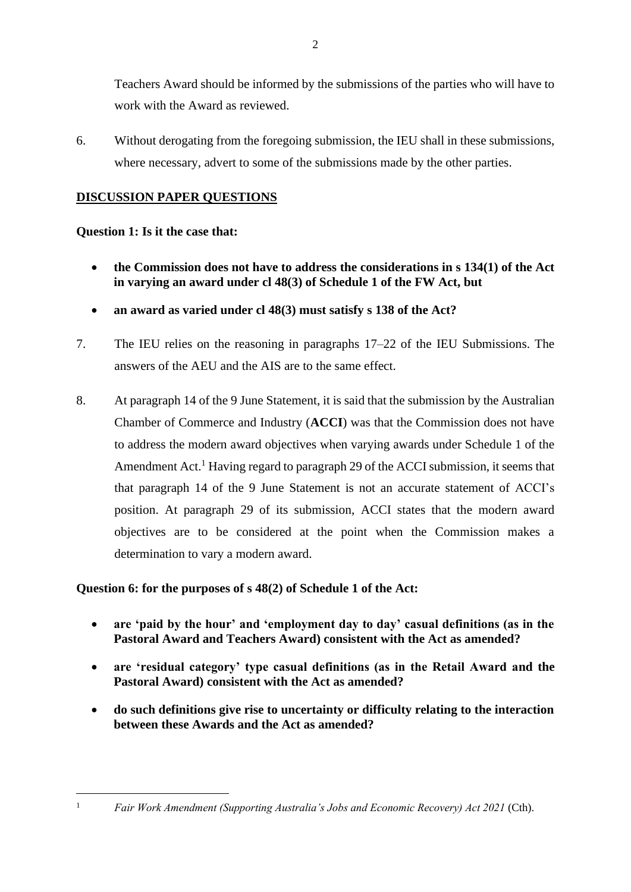Teachers Award should be informed by the submissions of the parties who will have to work with the Award as reviewed.

6. Without derogating from the foregoing submission, the IEU shall in these submissions, where necessary, advert to some of the submissions made by the other parties.

## DISCUSSION PAPER QUESTIONS

**Question 1: Is it the case that:**

- **the Commission does not have to address the considerations in s 134(1) of the Act in varying an award under cl 48(3) of Schedule 1 of the FW Act, but**
- **an award as varied under cl 48(3) must satisfy s 138 of the Act?**

7. The IEU relies on the reasoning in paragraphs 17–22 of the IEU Submissions. The answers of the AEU and the AIS are to the same effect.

8. At paragraph 14 of the 9 June Statement, it is said that the submission by the Australian Chamber of Commerce and Industry (**ACCI**) was that the Commission does not have to address the modern award objectives when varying awards under Schedule 1 of the Amendment Act.[1] Having regard to paragraph 29 of the ACCI submission, it seems that that paragraph 14 of the 9 June Statement is not an accurate statement of ACCI's position. At paragraph 29 of its submission, ACCI states that the modern award objectives are to be considered at the point when the Commission makes a determination to vary a modern award.

**Question 6: for the purposes of s 48(2) of Schedule 1 of the Act:**

- **are 'paid by the hour' and 'employment day to day' casual definitions (as in the Pastoral Award and Teachers Award) consistent with the Act as amended?**
- **are 'residual category' type casual definitions (as in the Retail Award and the Pastoral Award) consistent with the Act as amended?**
- **do such definitions give rise to uncertainty or difficulty relating to the interaction between these Awards and the Act as amended?**

[1] *Fair Work Amendment (Supporting Australia's Jobs and Economic Recovery) Act 2021* (Cth).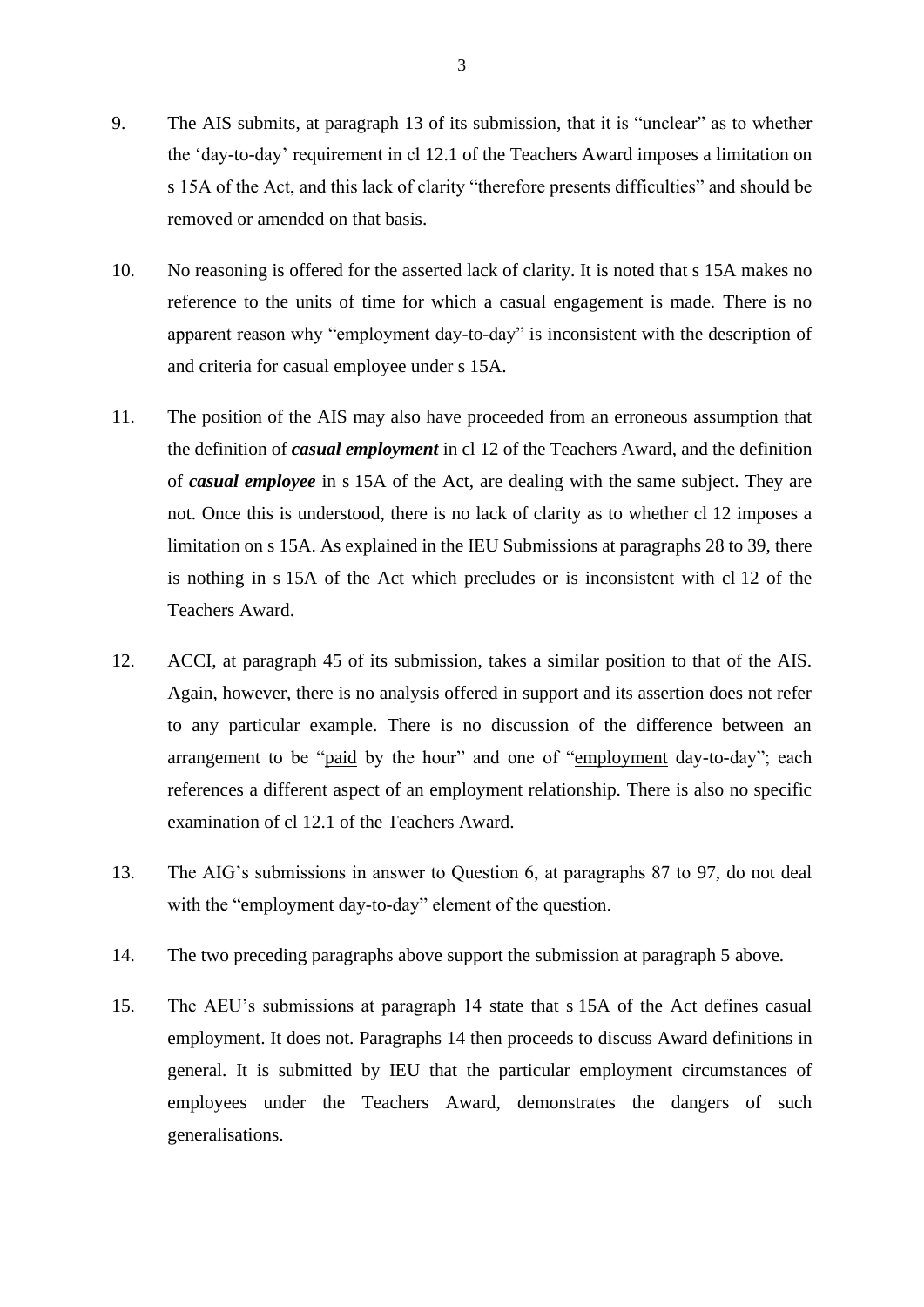9. The AIS submits, at paragraph 13 of its submission, that it is "unclear" as to whether the 'day-to-day' requirement in cl 12.1 of the Teachers Award imposes a limitation on s 15A of the Act, and this lack of clarity "therefore presents difficulties" and should be removed or amended on that basis.

10. No reasoning is offered for the asserted lack of clarity. It is noted that s 15A makes no reference to the units of time for which a casual engagement is made. There is no apparent reason why "employment day-to-day" is inconsistent with the description of and criteria for casual employee under s 15A.

11. The position of the AIS may also have proceeded from an erroneous assumption that the definition of ***casual employment*** in cl 12 of the Teachers Award, and the definition of ***casual employee*** in s 15A of the Act, are dealing with the same subject. They are not. Once this is understood, there is no lack of clarity as to whether cl 12 imposes a limitation on s 15A. As explained in the IEU Submissions at paragraphs 28 to 39, there is nothing in s 15A of the Act which precludes or is inconsistent with cl 12 of the Teachers Award.

12. ACCI, at paragraph 45 of its submission, takes a similar position to that of the AIS. Again, however, there is no analysis offered in support and its assertion does not refer to any particular example. There is no discussion of the difference between an arrangement to be "<u>paid</u> by the hour" and one of "<u>employment</u> day-to-day"; each references a different aspect of an employment relationship. There is also no specific examination of cl 12.1 of the Teachers Award.

13. The AIG's submissions in answer to Question 6, at paragraphs 87 to 97, do not deal with the "employment day-to-day" element of the question.

14. The two preceding paragraphs above support the submission at paragraph 5 above.

15. The AEU's submissions at paragraph 14 state that s 15A of the Act defines casual employment. It does not. Paragraphs 14 then proceeds to discuss Award definitions in general. It is submitted by IEU that the particular employment circumstances of employees under the Teachers Award, demonstrates the dangers of such generalisations.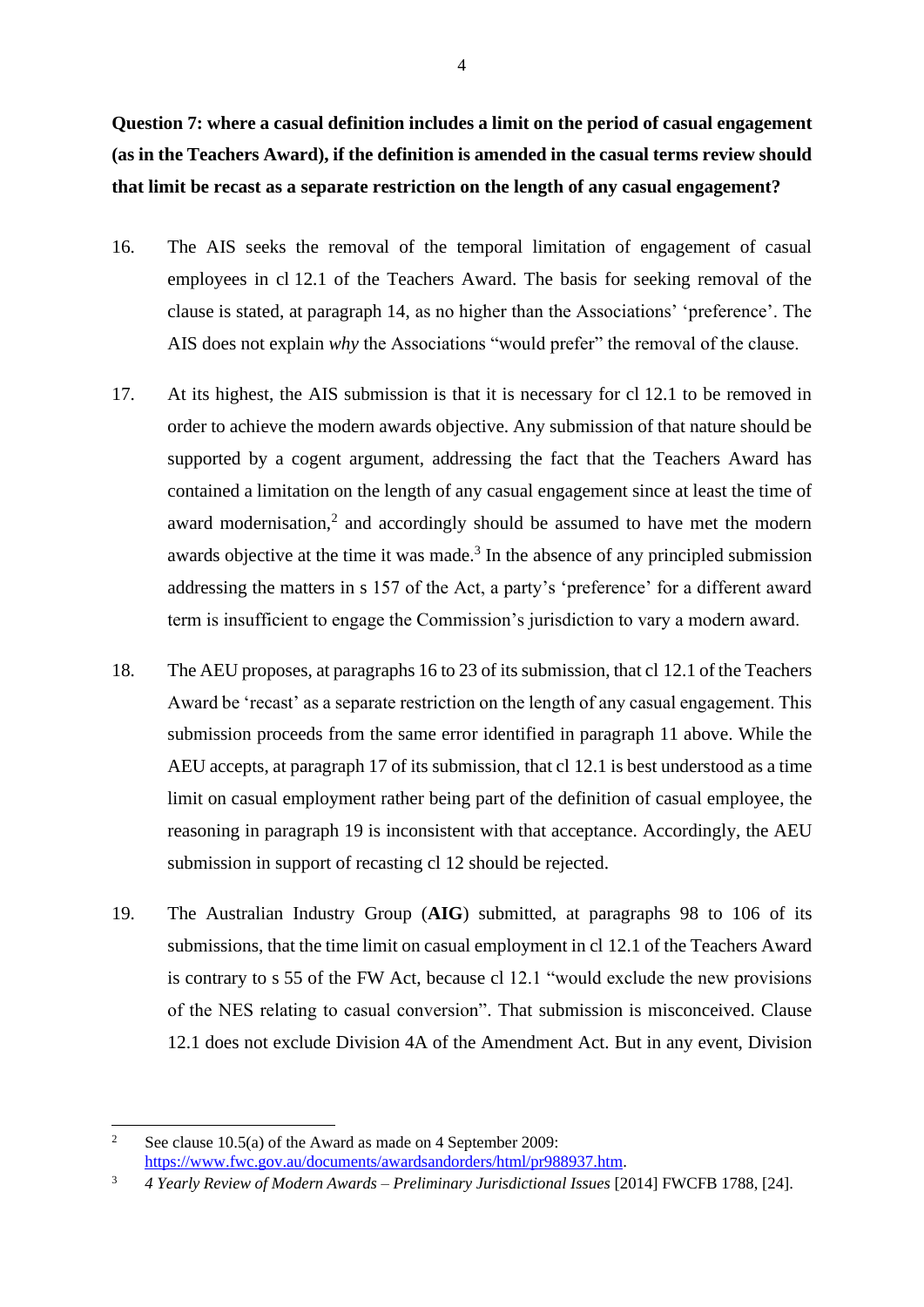**Question 7: where a casual definition includes a limit on the period of casual engagement (as in the Teachers Award), if the definition is amended in the casual terms review should that limit be recast as a separate restriction on the length of any casual engagement?**

16. The AIS seeks the removal of the temporal limitation of engagement of casual employees in cl 12.1 of the Teachers Award. The basis for seeking removal of the clause is stated, at paragraph 14, as no higher than the Associations' 'preference'. The AIS does not explain *why* the Associations "would prefer" the removal of the clause.

17. At its highest, the AIS submission is that it is necessary for cl 12.1 to be removed in order to achieve the modern awards objective. Any submission of that nature should be supported by a cogent argument, addressing the fact that the Teachers Award has contained a limitation on the length of any casual engagement since at least the time of award modernisation,[2] and accordingly should be assumed to have met the modern awards objective at the time it was made.[3] In the absence of any principled submission addressing the matters in s 157 of the Act, a party's 'preference' for a different award term is insufficient to engage the Commission's jurisdiction to vary a modern award.

18. The AEU proposes, at paragraphs 16 to 23 of its submission, that cl 12.1 of the Teachers Award be 'recast' as a separate restriction on the length of any casual engagement. This submission proceeds from the same error identified in paragraph 11 above. While the AEU accepts, at paragraph 17 of its submission, that cl 12.1 is best understood as a time limit on casual employment rather being part of the definition of casual employee, the reasoning in paragraph 19 is inconsistent with that acceptance. Accordingly, the AEU submission in support of recasting cl 12 should be rejected.

19. The Australian Industry Group (**AIG**) submitted, at paragraphs 98 to 106 of its submissions, that the time limit on casual employment in cl 12.1 of the Teachers Award is contrary to s 55 of the FW Act, because cl 12.1 "would exclude the new provisions of the NES relating to casual conversion". That submission is misconceived. Clause 12.1 does not exclude Division 4A of the Amendment Act. But in any event, Division

---

[2] See clause 10.5(a) of the Award as made on 4 September 2009: https://www.fwc.gov.au/documents/awardsandorders/html/pr988937.htm.

[3] *4 Yearly Review of Modern Awards – Preliminary Jurisdictional Issues* [2014] FWCFB 1788, [24].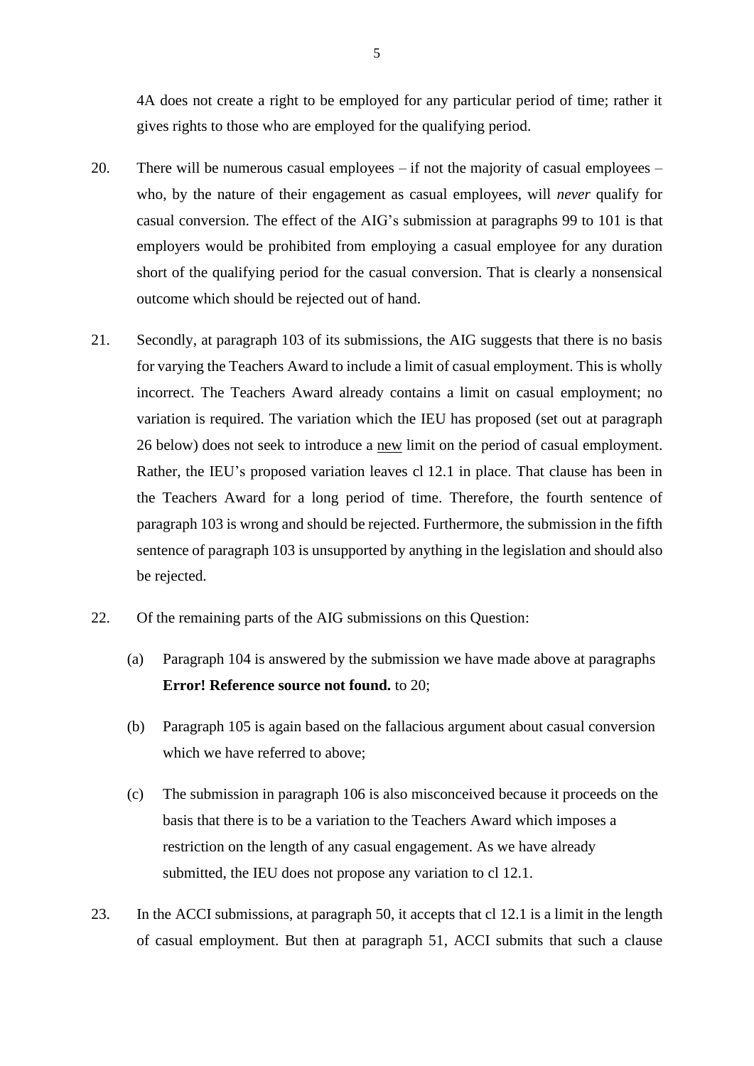4A does not create a right to be employed for any particular period of time; rather it gives rights to those who are employed for the qualifying period.

20. There will be numerous casual employees – if not the majority of casual employees – who, by the nature of their engagement as casual employees, will *never* qualify for casual conversion. The effect of the AIG's submission at paragraphs 99 to 101 is that employers would be prohibited from employing a casual employee for any duration short of the qualifying period for the casual conversion. That is clearly a nonsensical outcome which should be rejected out of hand.

21. Secondly, at paragraph 103 of its submissions, the AIG suggests that there is no basis for varying the Teachers Award to include a limit of casual employment. This is wholly incorrect. The Teachers Award already contains a limit on casual employment; no variation is required. The variation which the IEU has proposed (set out at paragraph 26 below) does not seek to introduce a <u>new</u> limit on the period of casual employment. Rather, the IEU's proposed variation leaves cl 12.1 in place. That clause has been in the Teachers Award for a long period of time. Therefore, the fourth sentence of paragraph 103 is wrong and should be rejected. Furthermore, the submission in the fifth sentence of paragraph 103 is unsupported by anything in the legislation and should also be rejected.

22. Of the remaining parts of the AIG submissions on this Question:

    (a) Paragraph 104 is answered by the submission we have made above at paragraphs **Error! Reference source not found.** to 20;

    (b) Paragraph 105 is again based on the fallacious argument about casual conversion which we have referred to above;

    (c) The submission in paragraph 106 is also misconceived because it proceeds on the basis that there is to be a variation to the Teachers Award which imposes a restriction on the length of any casual engagement. As we have already submitted, the IEU does not propose any variation to cl 12.1.

23. In the ACCI submissions, at paragraph 50, it accepts that cl 12.1 is a limit in the length of casual employment. But then at paragraph 51, ACCI submits that such a clause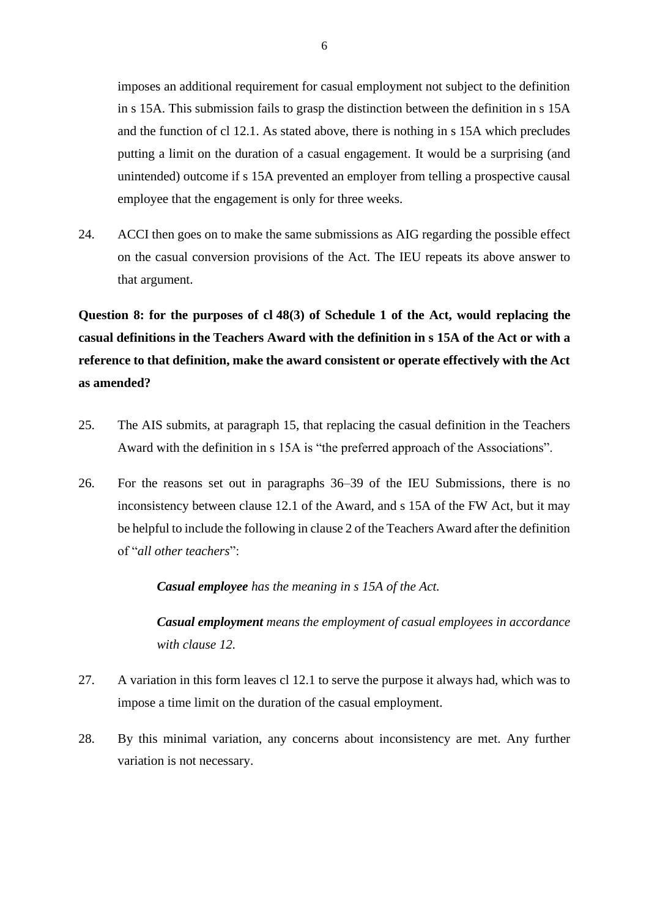imposes an additional requirement for casual employment not subject to the definition in s 15A. This submission fails to grasp the distinction between the definition in s 15A and the function of cl 12.1. As stated above, there is nothing in s 15A which precludes putting a limit on the duration of a casual engagement. It would be a surprising (and unintended) outcome if s 15A prevented an employer from telling a prospective causal employee that the engagement is only for three weeks.

24. ACCI then goes on to make the same submissions as AIG regarding the possible effect on the casual conversion provisions of the Act. The IEU repeats its above answer to that argument.

**Question 8: for the purposes of cl 48(3) of Schedule 1 of the Act, would replacing the casual definitions in the Teachers Award with the definition in s 15A of the Act or with a reference to that definition, make the award consistent or operate effectively with the Act as amended?**

25. The AIS submits, at paragraph 15, that replacing the casual definition in the Teachers Award with the definition in s 15A is "the preferred approach of the Associations".

26. For the reasons set out in paragraphs 36–39 of the IEU Submissions, there is no inconsistency between clause 12.1 of the Award, and s 15A of the FW Act, but it may be helpful to include the following in clause 2 of the Teachers Award after the definition of "*all other teachers*":

    ***Casual employee** has the meaning in s 15A of the Act.*

    ***Casual employment** means the employment of casual employees in accordance with clause 12.*

27. A variation in this form leaves cl 12.1 to serve the purpose it always had, which was to impose a time limit on the duration of the casual employment.

28. By this minimal variation, any concerns about inconsistency are met. Any further variation is not necessary.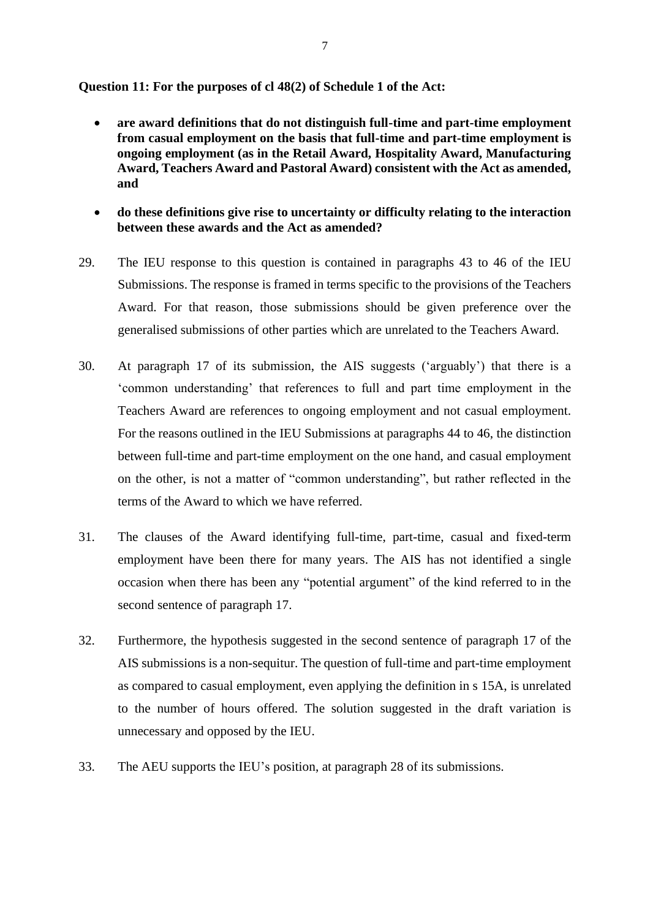**Question 11: For the purposes of cl 48(2) of Schedule 1 of the Act:**

- **are award definitions that do not distinguish full-time and part-time employment from casual employment on the basis that full-time and part-time employment is ongoing employment (as in the Retail Award, Hospitality Award, Manufacturing Award, Teachers Award and Pastoral Award) consistent with the Act as amended, and**
- **do these definitions give rise to uncertainty or difficulty relating to the interaction between these awards and the Act as amended?**

29. The IEU response to this question is contained in paragraphs 43 to 46 of the IEU Submissions. The response is framed in terms specific to the provisions of the Teachers Award. For that reason, those submissions should be given preference over the generalised submissions of other parties which are unrelated to the Teachers Award.

30. At paragraph 17 of its submission, the AIS suggests ('arguably') that there is a 'common understanding' that references to full and part time employment in the Teachers Award are references to ongoing employment and not casual employment. For the reasons outlined in the IEU Submissions at paragraphs 44 to 46, the distinction between full-time and part-time employment on the one hand, and casual employment on the other, is not a matter of "common understanding", but rather reflected in the terms of the Award to which we have referred.

31. The clauses of the Award identifying full-time, part-time, casual and fixed-term employment have been there for many years. The AIS has not identified a single occasion when there has been any "potential argument" of the kind referred to in the second sentence of paragraph 17.

32. Furthermore, the hypothesis suggested in the second sentence of paragraph 17 of the AIS submissions is a non-sequitur. The question of full-time and part-time employment as compared to casual employment, even applying the definition in s 15A, is unrelated to the number of hours offered. The solution suggested in the draft variation is unnecessary and opposed by the IEU.

33. The AEU supports the IEU's position, at paragraph 28 of its submissions.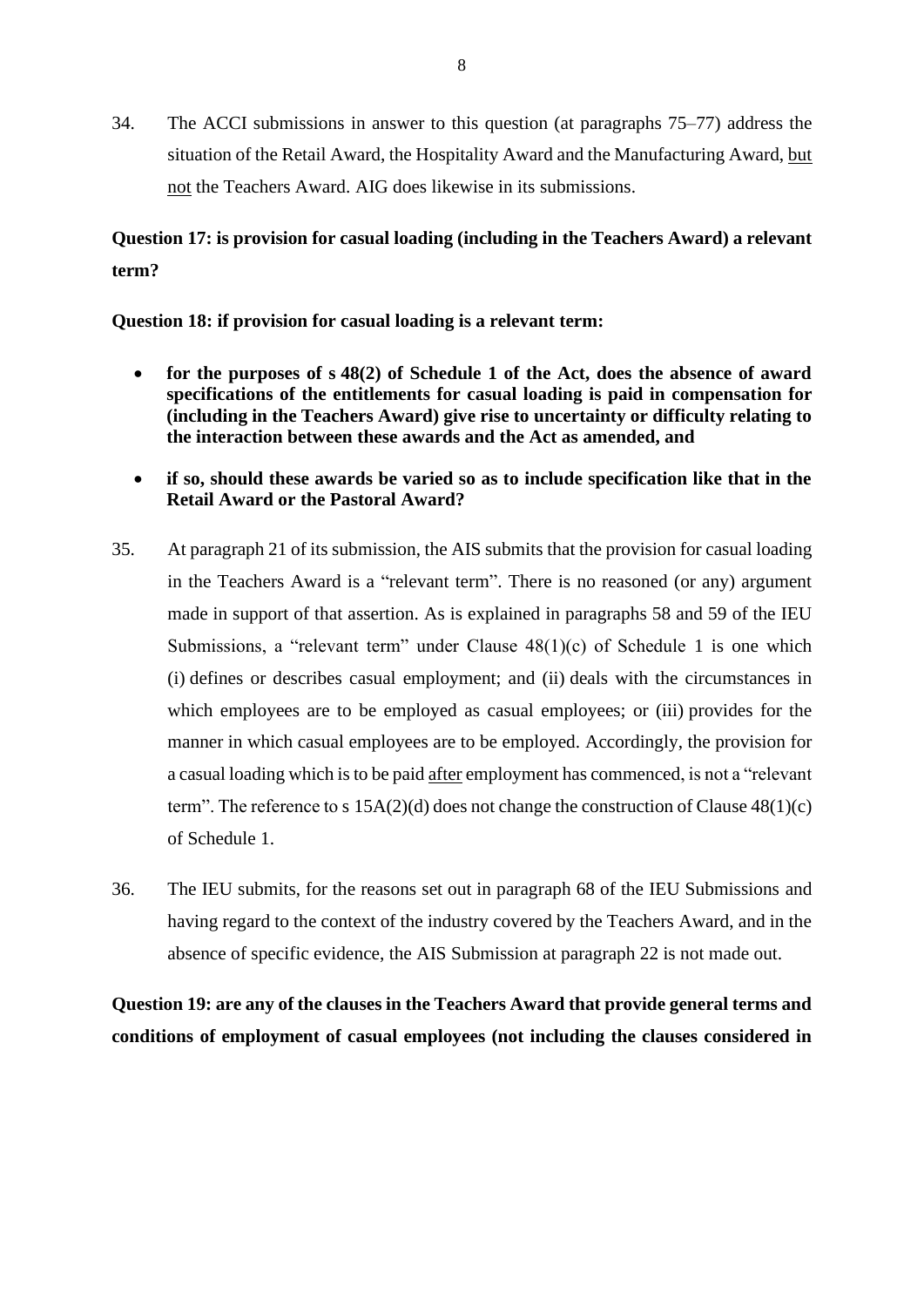34. The ACCI submissions in answer to this question (at paragraphs 75–77) address the situation of the Retail Award, the Hospitality Award and the Manufacturing Award, but not the Teachers Award. AIG does likewise in its submissions.

**Question 17: is provision for casual loading (including in the Teachers Award) a relevant term?**

**Question 18: if provision for casual loading is a relevant term:**

- **for the purposes of s 48(2) of Schedule 1 of the Act, does the absence of award specifications of the entitlements for casual loading is paid in compensation for (including in the Teachers Award) give rise to uncertainty or difficulty relating to the interaction between these awards and the Act as amended, and**
- **if so, should these awards be varied so as to include specification like that in the Retail Award or the Pastoral Award?**

35. At paragraph 21 of its submission, the AIS submits that the provision for casual loading in the Teachers Award is a "relevant term". There is no reasoned (or any) argument made in support of that assertion. As is explained in paragraphs 58 and 59 of the IEU Submissions, a "relevant term" under Clause 48(1)(c) of Schedule 1 is one which (i) defines or describes casual employment; and (ii) deals with the circumstances in which employees are to be employed as casual employees; or (iii) provides for the manner in which casual employees are to be employed. Accordingly, the provision for a casual loading which is to be paid after employment has commenced, is not a "relevant term". The reference to s 15A(2)(d) does not change the construction of Clause 48(1)(c) of Schedule 1.

36. The IEU submits, for the reasons set out in paragraph 68 of the IEU Submissions and having regard to the context of the industry covered by the Teachers Award, and in the absence of specific evidence, the AIS Submission at paragraph 22 is not made out.

**Question 19: are any of the clauses in the Teachers Award that provide general terms and conditions of employment of casual employees (not including the clauses considered in**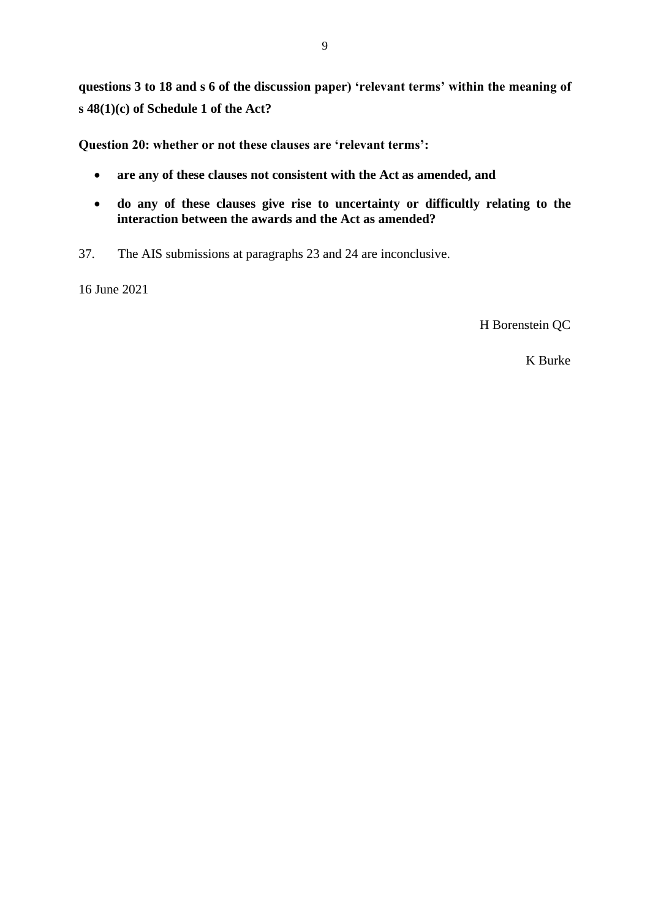**questions 3 to 18 and s 6 of the discussion paper) 'relevant terms' within the meaning of s 48(1)(c) of Schedule 1 of the Act?**

**Question 20: whether or not these clauses are 'relevant terms':**

- **are any of these clauses not consistent with the Act as amended, and**
- **do any of these clauses give rise to uncertainty or difficultly relating to the interaction between the awards and the Act as amended?**

37. The AIS submissions at paragraphs 23 and 24 are inconclusive.

16 June 2021

H Borenstein QC

K Burke